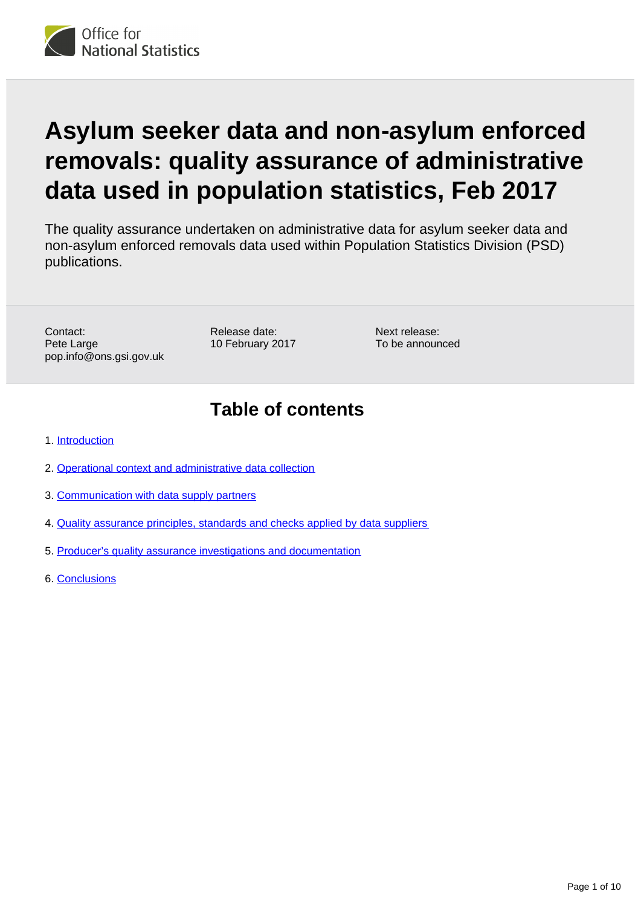Office for National Statistics

# Asylum seeker data and non-asylum enforced removals: quality assurance of administrative data used in population statistics, Feb 2017

The quality assurance undertaken on administrative data for asylum seeker data and non-asylum enforced removals data used within Population Statistics Division (PSD) publications.

Contact:
Pete Large
pop.info@ons.gsi.gov.uk

Release date:
10 February 2017

Next release:
To be announced

## Table of contents

1. Introduction
2. Operational context and administrative data collection
3. Communication with data supply partners
4. Quality assurance principles, standards and checks applied by data suppliers
5. Producer's quality assurance investigations and documentation
6. Conclusions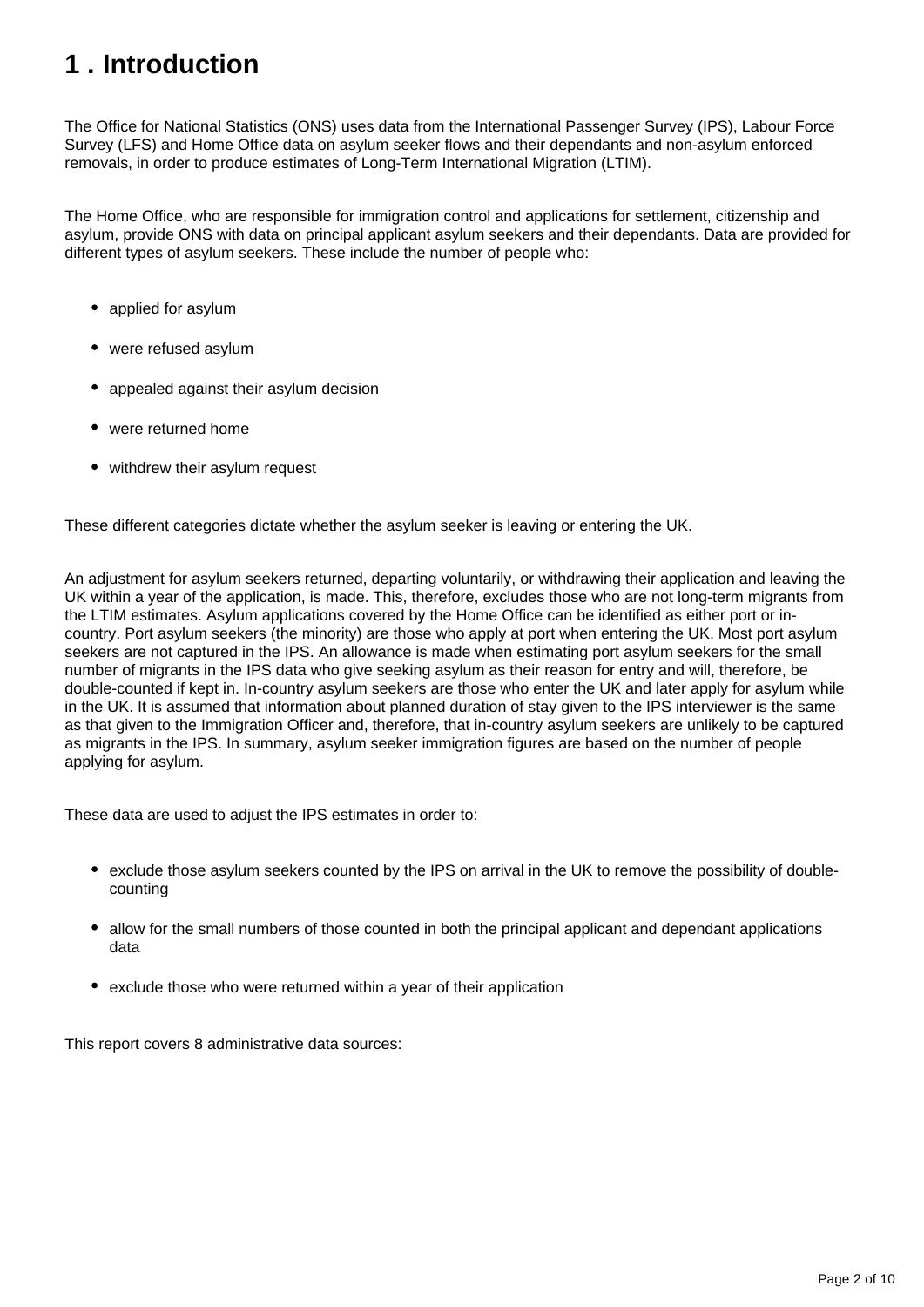# 1 . Introduction

The Office for National Statistics (ONS) uses data from the International Passenger Survey (IPS), Labour Force Survey (LFS) and Home Office data on asylum seeker flows and their dependants and non-asylum enforced removals, in order to produce estimates of Long-Term International Migration (LTIM).

The Home Office, who are responsible for immigration control and applications for settlement, citizenship and asylum, provide ONS with data on principal applicant asylum seekers and their dependants. Data are provided for different types of asylum seekers. These include the number of people who:

- applied for asylum
- were refused asylum
- appealed against their asylum decision
- were returned home
- withdrew their asylum request

These different categories dictate whether the asylum seeker is leaving or entering the UK.

An adjustment for asylum seekers returned, departing voluntarily, or withdrawing their application and leaving the UK within a year of the application, is made. This, therefore, excludes those who are not long-term migrants from the LTIM estimates. Asylum applications covered by the Home Office can be identified as either port or in-country. Port asylum seekers (the minority) are those who apply at port when entering the UK. Most port asylum seekers are not captured in the IPS. An allowance is made when estimating port asylum seekers for the small number of migrants in the IPS data who give seeking asylum as their reason for entry and will, therefore, be double-counted if kept in. In-country asylum seekers are those who enter the UK and later apply for asylum while in the UK. It is assumed that information about planned duration of stay given to the IPS interviewer is the same as that given to the Immigration Officer and, therefore, that in-country asylum seekers are unlikely to be captured as migrants in the IPS. In summary, asylum seeker immigration figures are based on the number of people applying for asylum.

These data are used to adjust the IPS estimates in order to:

- exclude those asylum seekers counted by the IPS on arrival in the UK to remove the possibility of double-counting
- allow for the small numbers of those counted in both the principal applicant and dependant applications data
- exclude those who were returned within a year of their application

This report covers 8 administrative data sources: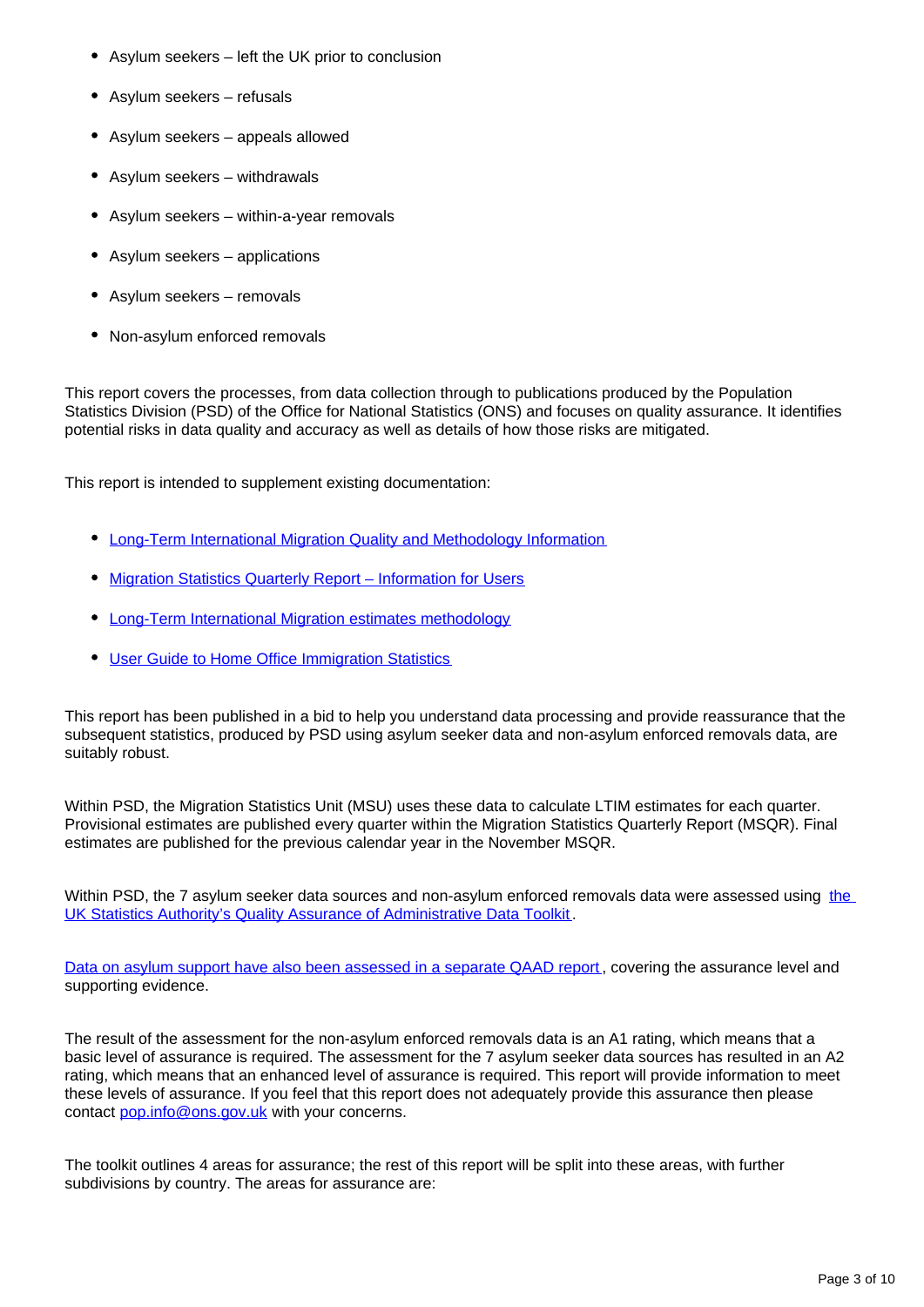- Asylum seekers – left the UK prior to conclusion
- Asylum seekers – refusals
- Asylum seekers – appeals allowed
- Asylum seekers – withdrawals
- Asylum seekers – within-a-year removals
- Asylum seekers – applications
- Asylum seekers – removals
- Non-asylum enforced removals

This report covers the processes, from data collection through to publications produced by the Population Statistics Division (PSD) of the Office for National Statistics (ONS) and focuses on quality assurance. It identifies potential risks in data quality and accuracy as well as details of how those risks are mitigated.

This report is intended to supplement existing documentation:

- Long-Term International Migration Quality and Methodology Information
- Migration Statistics Quarterly Report – Information for Users
- Long-Term International Migration estimates methodology
- User Guide to Home Office Immigration Statistics

This report has been published in a bid to help you understand data processing and provide reassurance that the subsequent statistics, produced by PSD using asylum seeker data and non-asylum enforced removals data, are suitably robust.

Within PSD, the Migration Statistics Unit (MSU) uses these data to calculate LTIM estimates for each quarter. Provisional estimates are published every quarter within the Migration Statistics Quarterly Report (MSQR). Final estimates are published for the previous calendar year in the November MSQR.

Within PSD, the 7 asylum seeker data sources and non-asylum enforced removals data were assessed using the UK Statistics Authority's Quality Assurance of Administrative Data Toolkit.

Data on asylum support have also been assessed in a separate QAAD report, covering the assurance level and supporting evidence.

The result of the assessment for the non-asylum enforced removals data is an A1 rating, which means that a basic level of assurance is required. The assessment for the 7 asylum seeker data sources has resulted in an A2 rating, which means that an enhanced level of assurance is required. This report will provide information to meet these levels of assurance. If you feel that this report does not adequately provide this assurance then please contact pop.info@ons.gov.uk with your concerns.

The toolkit outlines 4 areas for assurance; the rest of this report will be split into these areas, with further subdivisions by country. The areas for assurance are: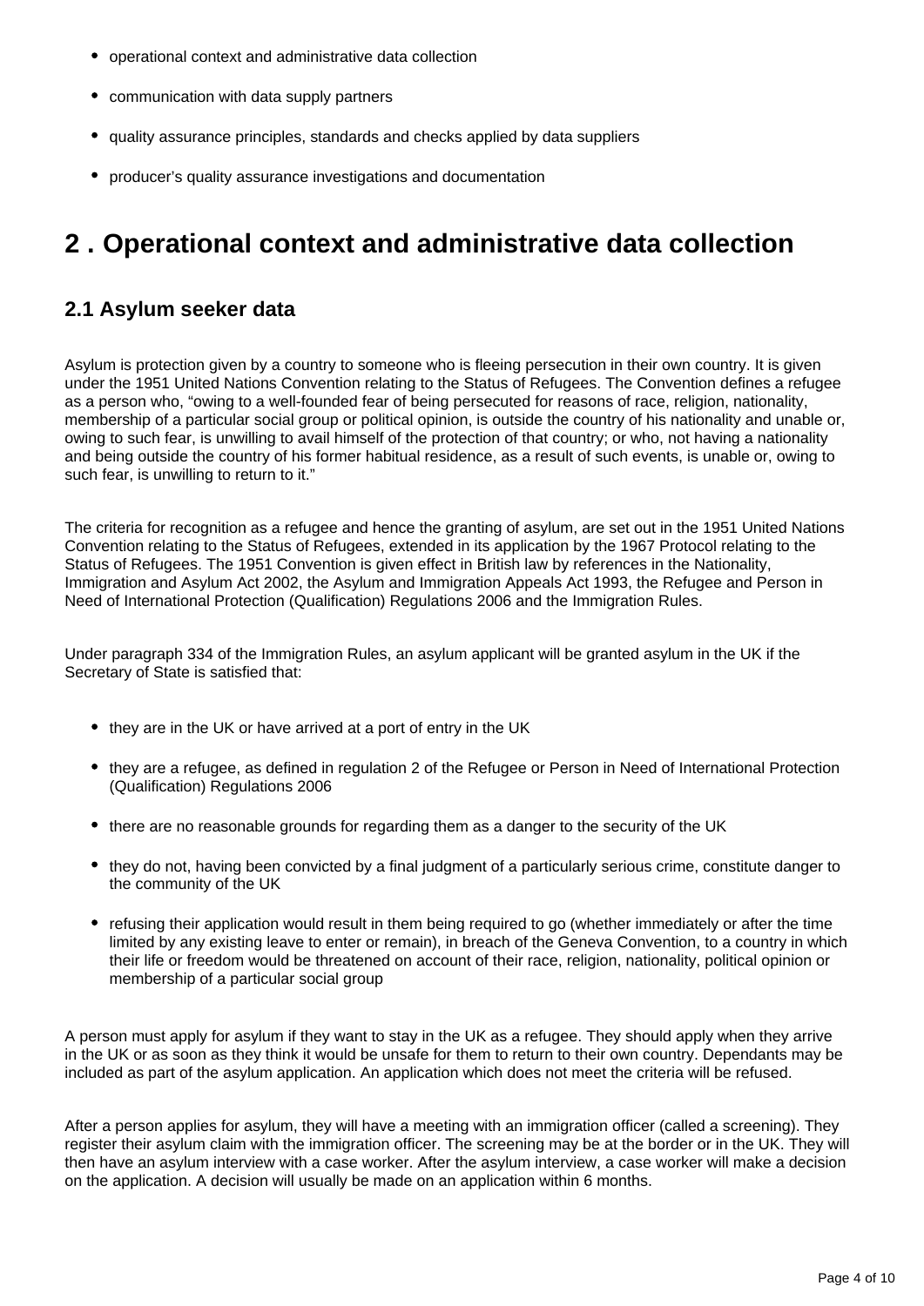- operational context and administrative data collection
- communication with data supply partners
- quality assurance principles, standards and checks applied by data suppliers
- producer's quality assurance investigations and documentation

# 2 . Operational context and administrative data collection

## 2.1 Asylum seeker data

Asylum is protection given by a country to someone who is fleeing persecution in their own country. It is given under the 1951 United Nations Convention relating to the Status of Refugees. The Convention defines a refugee as a person who, "owing to a well-founded fear of being persecuted for reasons of race, religion, nationality, membership of a particular social group or political opinion, is outside the country of his nationality and unable or, owing to such fear, is unwilling to avail himself of the protection of that country; or who, not having a nationality and being outside the country of his former habitual residence, as a result of such events, is unable or, owing to such fear, is unwilling to return to it."

The criteria for recognition as a refugee and hence the granting of asylum, are set out in the 1951 United Nations Convention relating to the Status of Refugees, extended in its application by the 1967 Protocol relating to the Status of Refugees. The 1951 Convention is given effect in British law by references in the Nationality, Immigration and Asylum Act 2002, the Asylum and Immigration Appeals Act 1993, the Refugee and Person in Need of International Protection (Qualification) Regulations 2006 and the Immigration Rules.

Under paragraph 334 of the Immigration Rules, an asylum applicant will be granted asylum in the UK if the Secretary of State is satisfied that:

- they are in the UK or have arrived at a port of entry in the UK
- they are a refugee, as defined in regulation 2 of the Refugee or Person in Need of International Protection (Qualification) Regulations 2006
- there are no reasonable grounds for regarding them as a danger to the security of the UK
- they do not, having been convicted by a final judgment of a particularly serious crime, constitute danger to the community of the UK
- refusing their application would result in them being required to go (whether immediately or after the time limited by any existing leave to enter or remain), in breach of the Geneva Convention, to a country in which their life or freedom would be threatened on account of their race, religion, nationality, political opinion or membership of a particular social group

A person must apply for asylum if they want to stay in the UK as a refugee. They should apply when they arrive in the UK or as soon as they think it would be unsafe for them to return to their own country. Dependants may be included as part of the asylum application. An application which does not meet the criteria will be refused.

After a person applies for asylum, they will have a meeting with an immigration officer (called a screening). They register their asylum claim with the immigration officer. The screening may be at the border or in the UK. They will then have an asylum interview with a case worker. After the asylum interview, a case worker will make a decision on the application. A decision will usually be made on an application within 6 months.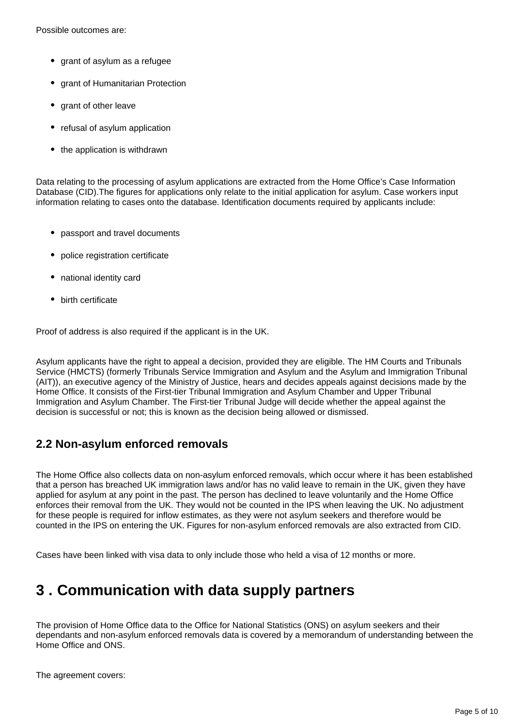Possible outcomes are:

- grant of asylum as a refugee
- grant of Humanitarian Protection
- grant of other leave
- refusal of asylum application
- the application is withdrawn

Data relating to the processing of asylum applications are extracted from the Home Office's Case Information Database (CID).The figures for applications only relate to the initial application for asylum. Case workers input information relating to cases onto the database. Identification documents required by applicants include:

- passport and travel documents
- police registration certificate
- national identity card
- birth certificate

Proof of address is also required if the applicant is in the UK.

Asylum applicants have the right to appeal a decision, provided they are eligible. The HM Courts and Tribunals Service (HMCTS) (formerly Tribunals Service Immigration and Asylum and the Asylum and Immigration Tribunal (AIT)), an executive agency of the Ministry of Justice, hears and decides appeals against decisions made by the Home Office. It consists of the First-tier Tribunal Immigration and Asylum Chamber and Upper Tribunal Immigration and Asylum Chamber. The First-tier Tribunal Judge will decide whether the appeal against the decision is successful or not; this is known as the decision being allowed or dismissed.

### 2.2 Non-asylum enforced removals

The Home Office also collects data on non-asylum enforced removals, which occur where it has been established that a person has breached UK immigration laws and/or has no valid leave to remain in the UK, given they have applied for asylum at any point in the past. The person has declined to leave voluntarily and the Home Office enforces their removal from the UK. They would not be counted in the IPS when leaving the UK. No adjustment for these people is required for inflow estimates, as they were not asylum seekers and therefore would be counted in the IPS on entering the UK. Figures for non-asylum enforced removals are also extracted from CID.

Cases have been linked with visa data to only include those who held a visa of 12 months or more.

## 3 . Communication with data supply partners

The provision of Home Office data to the Office for National Statistics (ONS) on asylum seekers and their dependants and non-asylum enforced removals data is covered by a memorandum of understanding between the Home Office and ONS.

The agreement covers: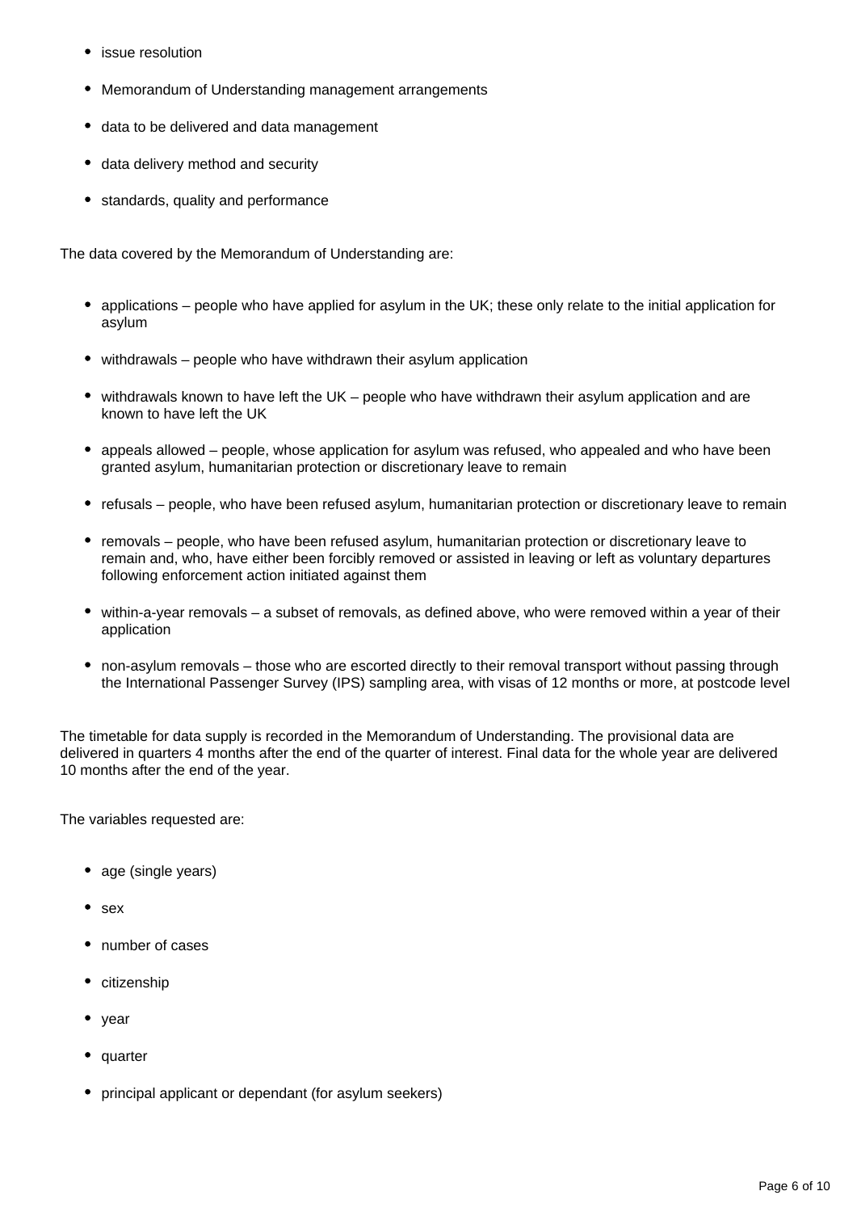- issue resolution
- Memorandum of Understanding management arrangements
- data to be delivered and data management
- data delivery method and security
- standards, quality and performance

The data covered by the Memorandum of Understanding are:

- applications – people who have applied for asylum in the UK; these only relate to the initial application for asylum
- withdrawals – people who have withdrawn their asylum application
- withdrawals known to have left the UK – people who have withdrawn their asylum application and are known to have left the UK
- appeals allowed – people, whose application for asylum was refused, who appealed and who have been granted asylum, humanitarian protection or discretionary leave to remain
- refusals – people, who have been refused asylum, humanitarian protection or discretionary leave to remain
- removals – people, who have been refused asylum, humanitarian protection or discretionary leave to remain and, who, have either been forcibly removed or assisted in leaving or left as voluntary departures following enforcement action initiated against them
- within-a-year removals – a subset of removals, as defined above, who were removed within a year of their application
- non-asylum removals – those who are escorted directly to their removal transport without passing through the International Passenger Survey (IPS) sampling area, with visas of 12 months or more, at postcode level

The timetable for data supply is recorded in the Memorandum of Understanding. The provisional data are delivered in quarters 4 months after the end of the quarter of interest. Final data for the whole year are delivered 10 months after the end of the year.

The variables requested are:

- age (single years)
- sex
- number of cases
- citizenship
- year
- quarter
- principal applicant or dependant (for asylum seekers)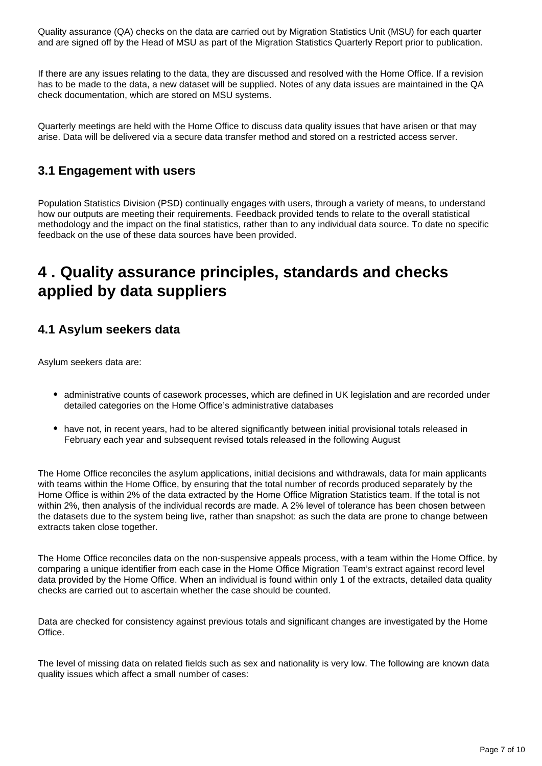Quality assurance (QA) checks on the data are carried out by Migration Statistics Unit (MSU) for each quarter and are signed off by the Head of MSU as part of the Migration Statistics Quarterly Report prior to publication.

If there are any issues relating to the data, they are discussed and resolved with the Home Office. If a revision has to be made to the data, a new dataset will be supplied. Notes of any data issues are maintained in the QA check documentation, which are stored on MSU systems.

Quarterly meetings are held with the Home Office to discuss data quality issues that have arisen or that may arise. Data will be delivered via a secure data transfer method and stored on a restricted access server.

### 3.1 Engagement with users

Population Statistics Division (PSD) continually engages with users, through a variety of means, to understand how our outputs are meeting their requirements. Feedback provided tends to relate to the overall statistical methodology and the impact on the final statistics, rather than to any individual data source. To date no specific feedback on the use of these data sources have been provided.

## 4 . Quality assurance principles, standards and checks applied by data suppliers

### 4.1 Asylum seekers data

Asylum seekers data are:

- administrative counts of casework processes, which are defined in UK legislation and are recorded under detailed categories on the Home Office's administrative databases
- have not, in recent years, had to be altered significantly between initial provisional totals released in February each year and subsequent revised totals released in the following August

The Home Office reconciles the asylum applications, initial decisions and withdrawals, data for main applicants with teams within the Home Office, by ensuring that the total number of records produced separately by the Home Office is within 2% of the data extracted by the Home Office Migration Statistics team. If the total is not within 2%, then analysis of the individual records are made. A 2% level of tolerance has been chosen between the datasets due to the system being live, rather than snapshot: as such the data are prone to change between extracts taken close together.

The Home Office reconciles data on the non-suspensive appeals process, with a team within the Home Office, by comparing a unique identifier from each case in the Home Office Migration Team's extract against record level data provided by the Home Office. When an individual is found within only 1 of the extracts, detailed data quality checks are carried out to ascertain whether the case should be counted.

Data are checked for consistency against previous totals and significant changes are investigated by the Home Office.

The level of missing data on related fields such as sex and nationality is very low. The following are known data quality issues which affect a small number of cases: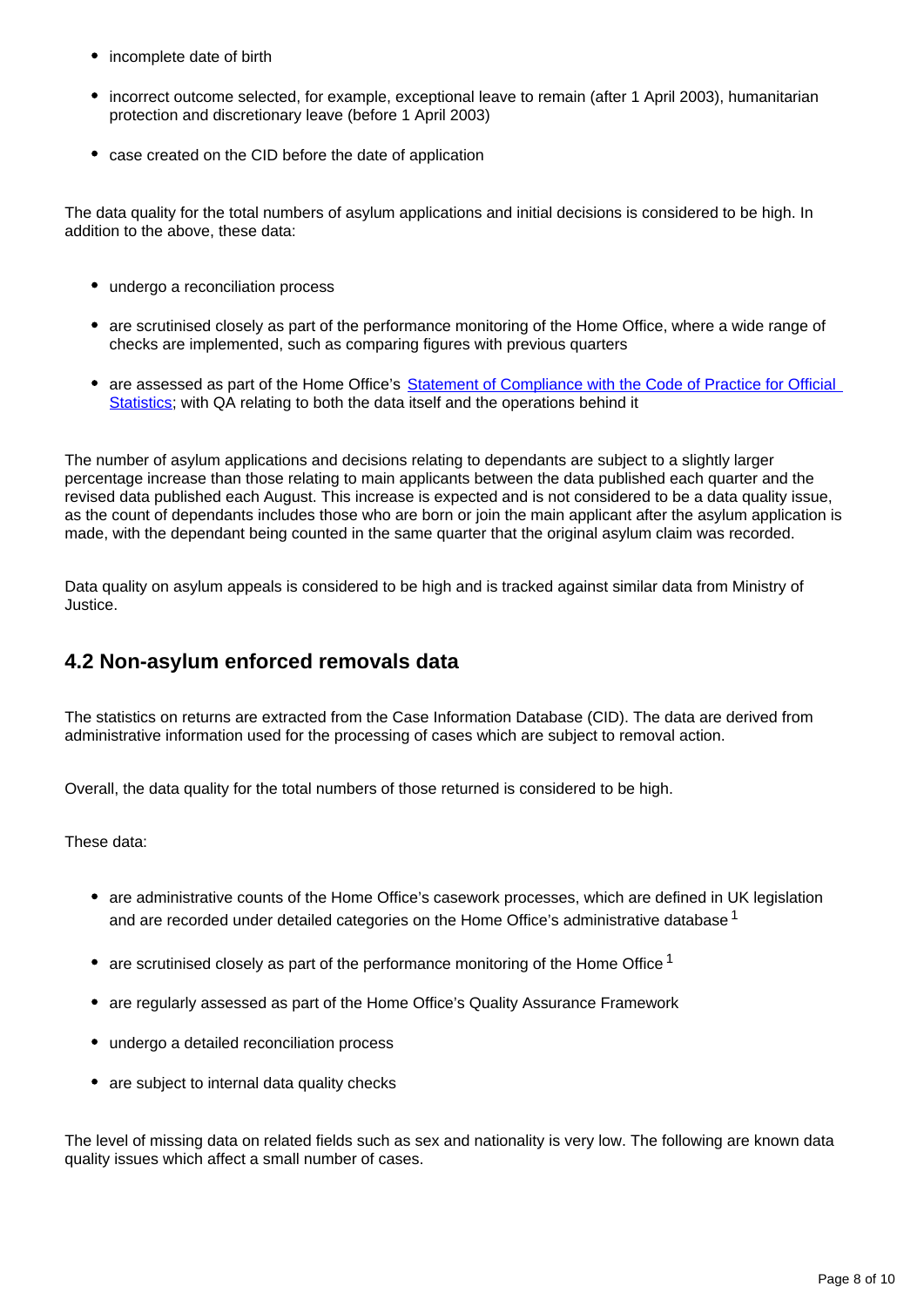- incomplete date of birth
- incorrect outcome selected, for example, exceptional leave to remain (after 1 April 2003), humanitarian protection and discretionary leave (before 1 April 2003)
- case created on the CID before the date of application

The data quality for the total numbers of asylum applications and initial decisions is considered to be high. In addition to the above, these data:

- undergo a reconciliation process
- are scrutinised closely as part of the performance monitoring of the Home Office, where a wide range of checks are implemented, such as comparing figures with previous quarters
- are assessed as part of the Home Office's [Statement of Compliance with the Code of Practice for Official Statistics](); with QA relating to both the data itself and the operations behind it

The number of asylum applications and decisions relating to dependants are subject to a slightly larger percentage increase than those relating to main applicants between the data published each quarter and the revised data published each August. This increase is expected and is not considered to be a data quality issue, as the count of dependants includes those who are born or join the main applicant after the asylum application is made, with the dependant being counted in the same quarter that the original asylum claim was recorded.

Data quality on asylum appeals is considered to be high and is tracked against similar data from Ministry of Justice.

## 4.2 Non-asylum enforced removals data

The statistics on returns are extracted from the Case Information Database (CID). The data are derived from administrative information used for the processing of cases which are subject to removal action.

Overall, the data quality for the total numbers of those returned is considered to be high.

These data:

- are administrative counts of the Home Office's casework processes, which are defined in UK legislation and are recorded under detailed categories on the Home Office's administrative database [1]
- are scrutinised closely as part of the performance monitoring of the Home Office [1]
- are regularly assessed as part of the Home Office's Quality Assurance Framework
- undergo a detailed reconciliation process
- are subject to internal data quality checks

The level of missing data on related fields such as sex and nationality is very low. The following are known data quality issues which affect a small number of cases.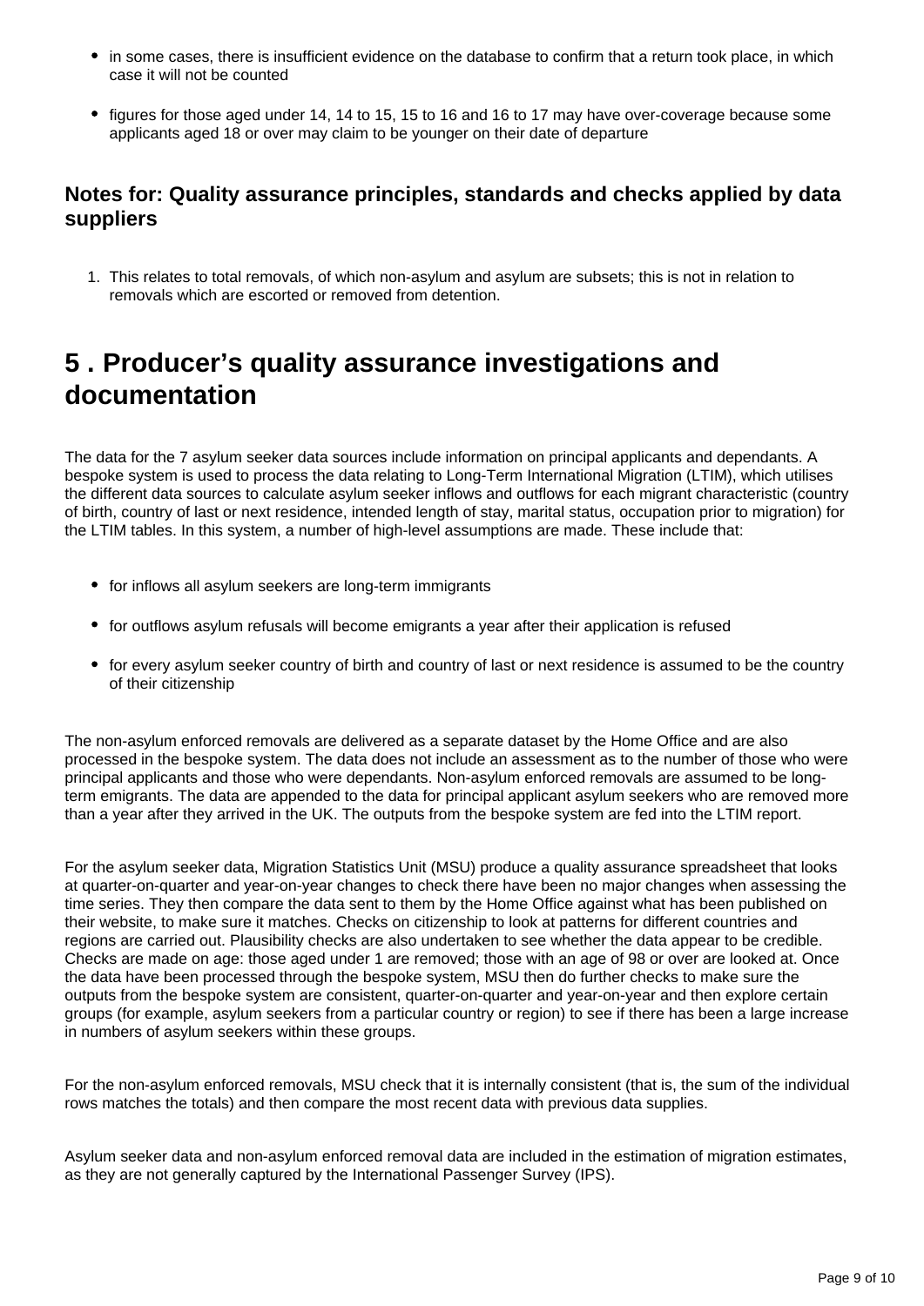- in some cases, there is insufficient evidence on the database to confirm that a return took place, in which case it will not be counted
- figures for those aged under 14, 14 to 15, 15 to 16 and 16 to 17 may have over-coverage because some applicants aged 18 or over may claim to be younger on their date of departure

### Notes for: Quality assurance principles, standards and checks applied by data suppliers

1. This relates to total removals, of which non-asylum and asylum are subsets; this is not in relation to removals which are escorted or removed from detention.

## 5 . Producer's quality assurance investigations and documentation

The data for the 7 asylum seeker data sources include information on principal applicants and dependants. A bespoke system is used to process the data relating to Long-Term International Migration (LTIM), which utilises the different data sources to calculate asylum seeker inflows and outflows for each migrant characteristic (country of birth, country of last or next residence, intended length of stay, marital status, occupation prior to migration) for the LTIM tables. In this system, a number of high-level assumptions are made. These include that:

- for inflows all asylum seekers are long-term immigrants
- for outflows asylum refusals will become emigrants a year after their application is refused
- for every asylum seeker country of birth and country of last or next residence is assumed to be the country of their citizenship

The non-asylum enforced removals are delivered as a separate dataset by the Home Office and are also processed in the bespoke system. The data does not include an assessment as to the number of those who were principal applicants and those who were dependants. Non-asylum enforced removals are assumed to be long-term emigrants. The data are appended to the data for principal applicant asylum seekers who are removed more than a year after they arrived in the UK. The outputs from the bespoke system are fed into the LTIM report.

For the asylum seeker data, Migration Statistics Unit (MSU) produce a quality assurance spreadsheet that looks at quarter-on-quarter and year-on-year changes to check there have been no major changes when assessing the time series. They then compare the data sent to them by the Home Office against what has been published on their website, to make sure it matches. Checks on citizenship to look at patterns for different countries and regions are carried out. Plausibility checks are also undertaken to see whether the data appear to be credible. Checks are made on age: those aged under 1 are removed; those with an age of 98 or over are looked at. Once the data have been processed through the bespoke system, MSU then do further checks to make sure the outputs from the bespoke system are consistent, quarter-on-quarter and year-on-year and then explore certain groups (for example, asylum seekers from a particular country or region) to see if there has been a large increase in numbers of asylum seekers within these groups.

For the non-asylum enforced removals, MSU check that it is internally consistent (that is, the sum of the individual rows matches the totals) and then compare the most recent data with previous data supplies.

Asylum seeker data and non-asylum enforced removal data are included in the estimation of migration estimates, as they are not generally captured by the International Passenger Survey (IPS).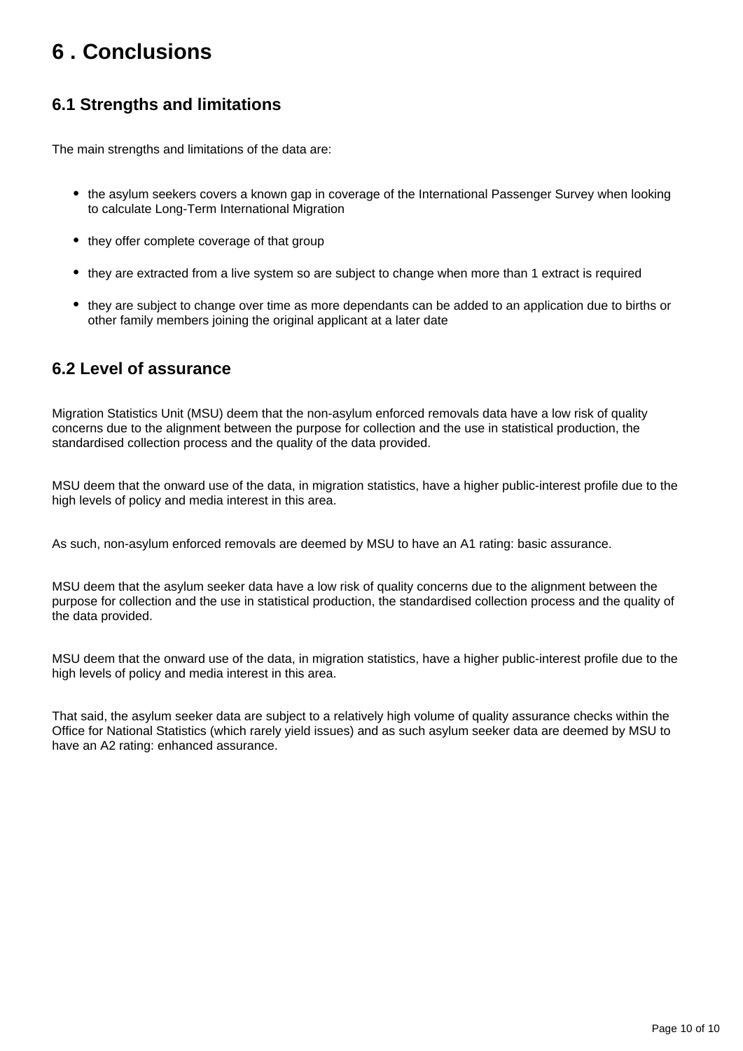# 6 . Conclusions

## 6.1 Strengths and limitations

The main strengths and limitations of the data are:

- the asylum seekers covers a known gap in coverage of the International Passenger Survey when looking to calculate Long-Term International Migration
- they offer complete coverage of that group
- they are extracted from a live system so are subject to change when more than 1 extract is required
- they are subject to change over time as more dependants can be added to an application due to births or other family members joining the original applicant at a later date

## 6.2 Level of assurance

Migration Statistics Unit (MSU) deem that the non-asylum enforced removals data have a low risk of quality concerns due to the alignment between the purpose for collection and the use in statistical production, the standardised collection process and the quality of the data provided.

MSU deem that the onward use of the data, in migration statistics, have a higher public-interest profile due to the high levels of policy and media interest in this area.

As such, non-asylum enforced removals are deemed by MSU to have an A1 rating: basic assurance.

MSU deem that the asylum seeker data have a low risk of quality concerns due to the alignment between the purpose for collection and the use in statistical production, the standardised collection process and the quality of the data provided.

MSU deem that the onward use of the data, in migration statistics, have a higher public-interest profile due to the high levels of policy and media interest in this area.

That said, the asylum seeker data are subject to a relatively high volume of quality assurance checks within the Office for National Statistics (which rarely yield issues) and as such asylum seeker data are deemed by MSU to have an A2 rating: enhanced assurance.